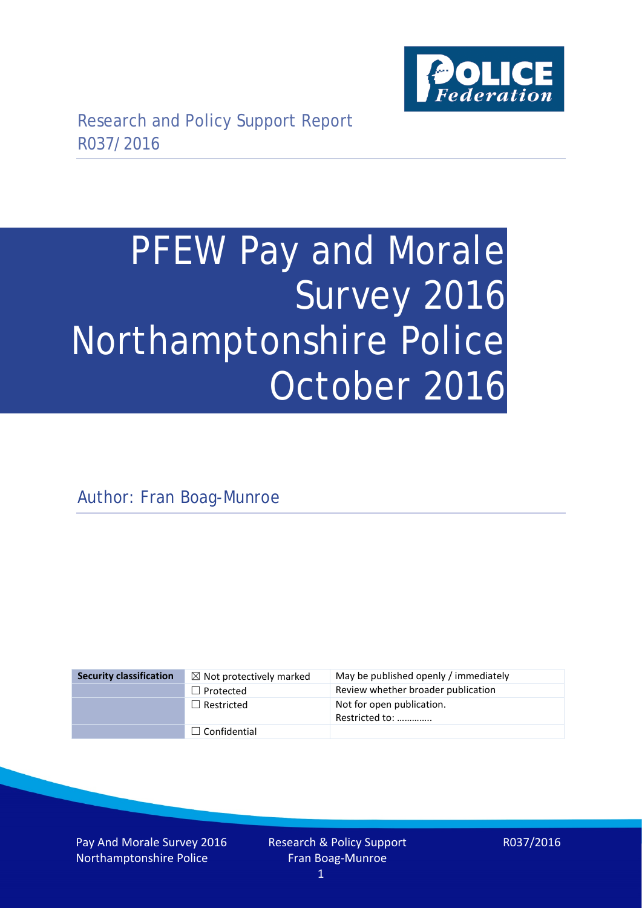Research and Policy Support Report
R037/2016

# PFEW Pay and Morale Survey 2016 Northamptonshire Police October 2016

Author: Fran Boag-Munroe

| Security classification | ☒ Not protectively marked | May be published openly / immediately |
|---|---|---|
| | ☐ Protected | Review whether broader publication |
| | ☐ Restricted | Not for open publication. Restricted to: ………….. |
| | ☐ Confidential | |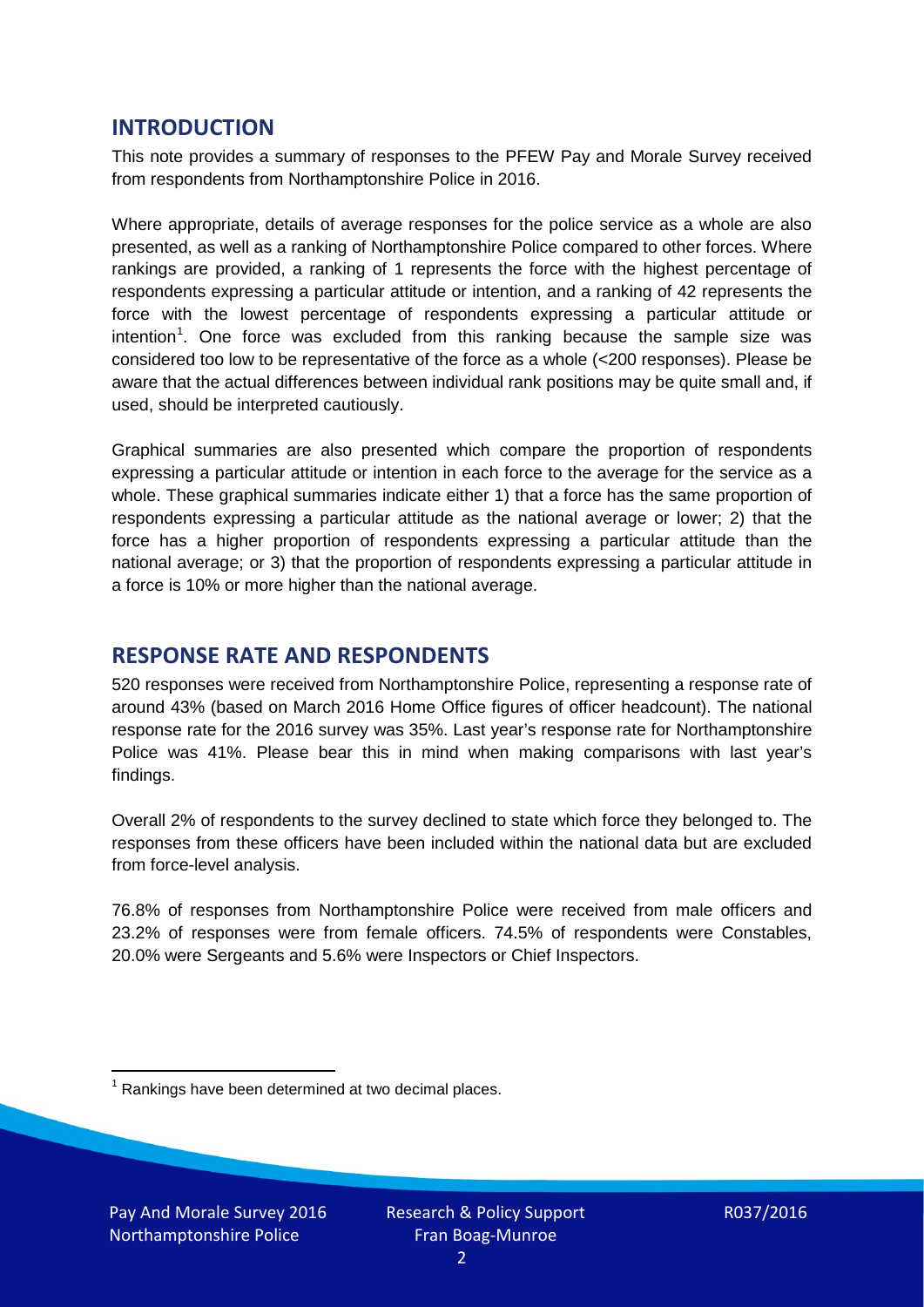## INTRODUCTION

This note provides a summary of responses to the PFEW Pay and Morale Survey received from respondents from Northamptonshire Police in 2016.

Where appropriate, details of average responses for the police service as a whole are also presented, as well as a ranking of Northamptonshire Police compared to other forces. Where rankings are provided, a ranking of 1 represents the force with the highest percentage of respondents expressing a particular attitude or intention, and a ranking of 42 represents the force with the lowest percentage of respondents expressing a particular attitude or intention[1]. One force was excluded from this ranking because the sample size was considered too low to be representative of the force as a whole (<200 responses). Please be aware that the actual differences between individual rank positions may be quite small and, if used, should be interpreted cautiously.

Graphical summaries are also presented which compare the proportion of respondents expressing a particular attitude or intention in each force to the average for the service as a whole. These graphical summaries indicate either 1) that a force has the same proportion of respondents expressing a particular attitude as the national average or lower; 2) that the force has a higher proportion of respondents expressing a particular attitude than the national average; or 3) that the proportion of respondents expressing a particular attitude in a force is 10% or more higher than the national average.

## RESPONSE RATE AND RESPONDENTS

520 responses were received from Northamptonshire Police, representing a response rate of around 43% (based on March 2016 Home Office figures of officer headcount). The national response rate for the 2016 survey was 35%. Last year's response rate for Northamptonshire Police was 41%. Please bear this in mind when making comparisons with last year's findings.

Overall 2% of respondents to the survey declined to state which force they belonged to. The responses from these officers have been included within the national data but are excluded from force-level analysis.

76.8% of responses from Northamptonshire Police were received from male officers and 23.2% of responses were from female officers. 74.5% of respondents were Constables, 20.0% were Sergeants and 5.6% were Inspectors or Chief Inspectors.

[1] Rankings have been determined at two decimal places.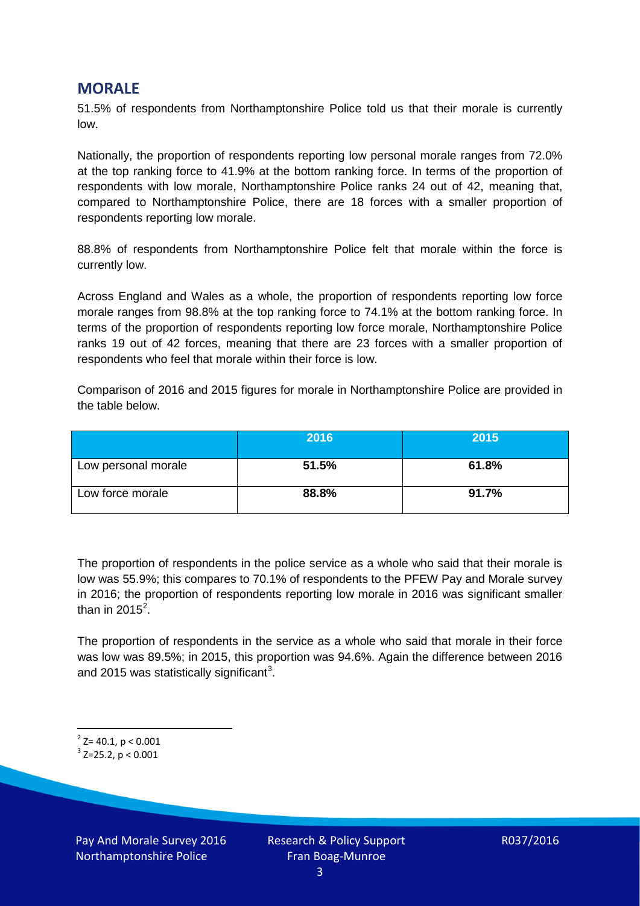## MORALE

51.5% of respondents from Northamptonshire Police told us that their morale is currently low.

Nationally, the proportion of respondents reporting low personal morale ranges from 72.0% at the top ranking force to 41.9% at the bottom ranking force. In terms of the proportion of respondents with low morale, Northamptonshire Police ranks 24 out of 42, meaning that, compared to Northamptonshire Police, there are 18 forces with a smaller proportion of respondents reporting low morale.

88.8% of respondents from Northamptonshire Police felt that morale within the force is currently low.

Across England and Wales as a whole, the proportion of respondents reporting low force morale ranges from 98.8% at the top ranking force to 74.1% at the bottom ranking force. In terms of the proportion of respondents reporting low force morale, Northamptonshire Police ranks 19 out of 42 forces, meaning that there are 23 forces with a smaller proportion of respondents who feel that morale within their force is low.

Comparison of 2016 and 2015 figures for morale in Northamptonshire Police are provided in the table below.

| | 2016 | 2015 |
|---|---|---|
| Low personal morale | **51.5%** | **61.8%** |
| Low force morale | **88.8%** | **91.7%** |

The proportion of respondents in the police service as a whole who said that their morale is low was 55.9%; this compares to 70.1% of respondents to the PFEW Pay and Morale survey in 2016; the proportion of respondents reporting low morale in 2016 was significant smaller than in 2015[2].

The proportion of respondents in the service as a whole who said that morale in their force was low was 89.5%; in 2015, this proportion was 94.6%. Again the difference between 2016 and 2015 was statistically significant[3].

[2] $Z = 40.1$, $p < 0.001$

[3] $Z = 25.2$, $p < 0.001$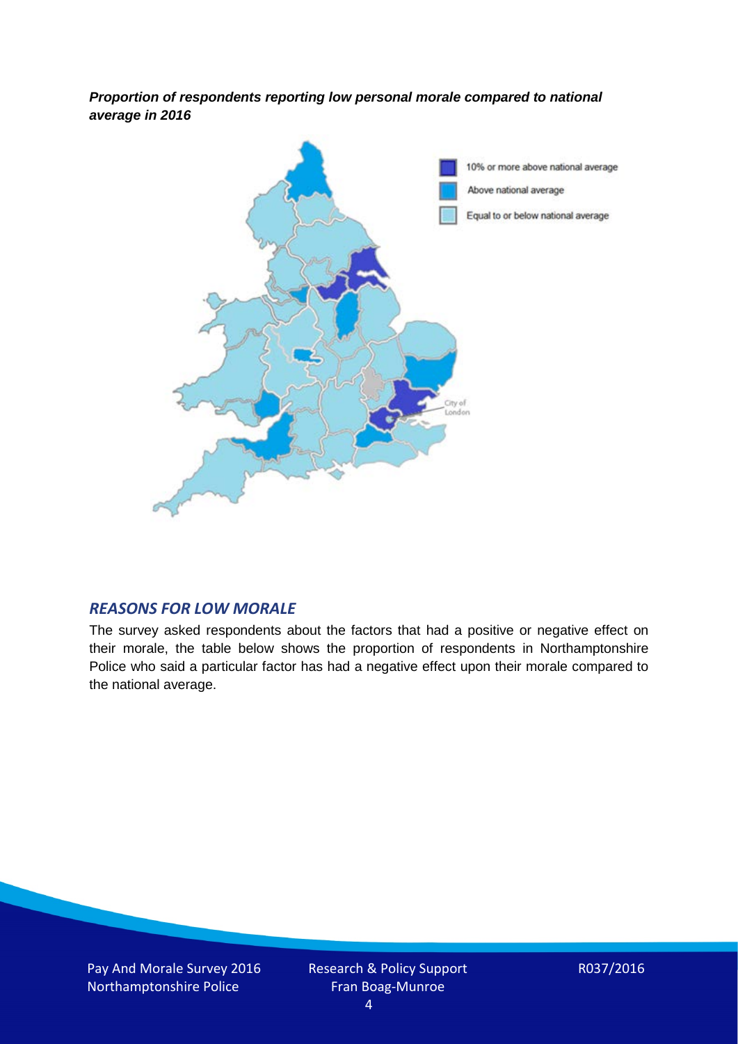***Proportion of respondents reporting low personal morale compared to national average in 2016***

## *REASONS FOR LOW MORALE*

The survey asked respondents about the factors that had a positive or negative effect on their morale, the table below shows the proportion of respondents in Northamptonshire Police who said a particular factor has had a negative effect upon their morale compared to the national average.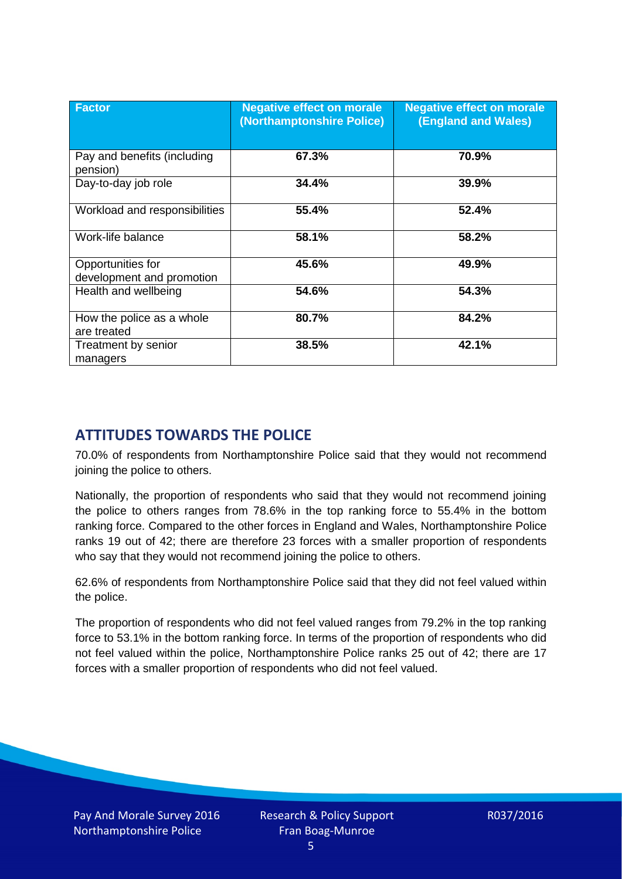| Factor | Negative effect on morale (Northamptonshire Police) | Negative effect on morale (England and Wales) |
|---|---|---|
| Pay and benefits (including pension) | **67.3%** | **70.9%** |
| Day-to-day job role | **34.4%** | **39.9%** |
| Workload and responsibilities | **55.4%** | **52.4%** |
| Work-life balance | **58.1%** | **58.2%** |
| Opportunities for development and promotion | **45.6%** | **49.9%** |
| Health and wellbeing | **54.6%** | **54.3%** |
| How the police as a whole are treated | **80.7%** | **84.2%** |
| Treatment by senior managers | **38.5%** | **42.1%** |

## ATTITUDES TOWARDS THE POLICE

70.0% of respondents from Northamptonshire Police said that they would not recommend joining the police to others.

Nationally, the proportion of respondents who said that they would not recommend joining the police to others ranges from 78.6% in the top ranking force to 55.4% in the bottom ranking force. Compared to the other forces in England and Wales, Northamptonshire Police ranks 19 out of 42; there are therefore 23 forces with a smaller proportion of respondents who say that they would not recommend joining the police to others.

62.6% of respondents from Northamptonshire Police said that they did not feel valued within the police.

The proportion of respondents who did not feel valued ranges from 79.2% in the top ranking force to 53.1% in the bottom ranking force. In terms of the proportion of respondents who did not feel valued within the police, Northamptonshire Police ranks 25 out of 42; there are 17 forces with a smaller proportion of respondents who did not feel valued.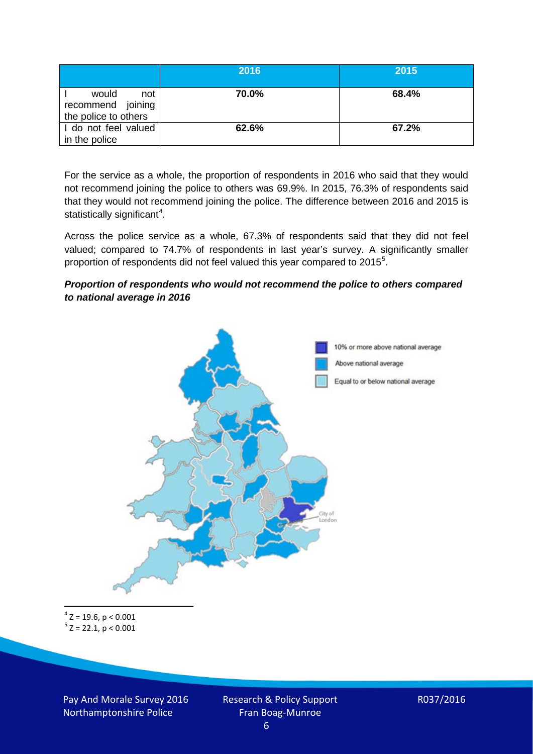| | 2016 | 2015 |
|---|---|---|
| I would not recommend joining the police to others | 70.0% | 68.4% |
| I do not feel valued in the police | 62.6% | 67.2% |

For the service as a whole, the proportion of respondents in 2016 who said that they would not recommend joining the police to others was 69.9%. In 2015, 76.3% of respondents said that they would not recommend joining the police. The difference between 2016 and 2015 is statistically significant[4].

Across the police service as a whole, 67.3% of respondents said that they did not feel valued; compared to 74.7% of respondents in last year's survey. A significantly smaller proportion of respondents did not feel valued this year compared to 2015[5].

***Proportion of respondents who would not recommend the police to others compared to national average in 2016***

10% or more above national average

Above national average

Equal to or below national average

City of London

[4] $Z = 19.6$, $p < 0.001$

[5] $Z = 22.1$, $p < 0.001$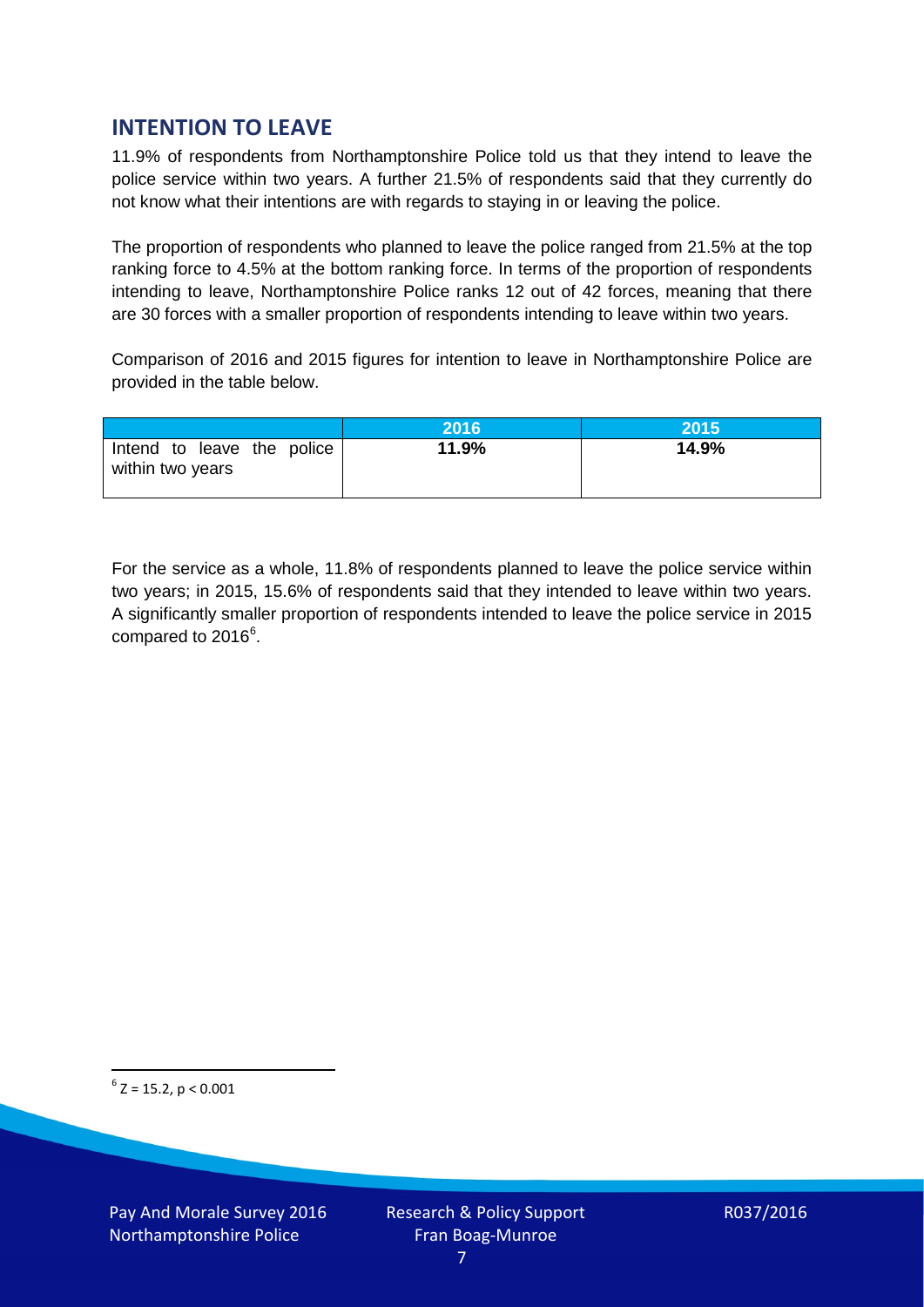## INTENTION TO LEAVE

11.9% of respondents from Northamptonshire Police told us that they intend to leave the police service within two years. A further 21.5% of respondents said that they currently do not know what their intentions are with regards to staying in or leaving the police.

The proportion of respondents who planned to leave the police ranged from 21.5% at the top ranking force to 4.5% at the bottom ranking force. In terms of the proportion of respondents intending to leave, Northamptonshire Police ranks 12 out of 42 forces, meaning that there are 30 forces with a smaller proportion of respondents intending to leave within two years.

Comparison of 2016 and 2015 figures for intention to leave in Northamptonshire Police are provided in the table below.

| | 2016 | 2015 |
|---|---|---|
| Intend to leave the police within two years | **11.9%** | **14.9%** |

For the service as a whole, 11.8% of respondents planned to leave the police service within two years; in 2015, 15.6% of respondents said that they intended to leave within two years. A significantly smaller proportion of respondents intended to leave the police service in 2015 compared to 2016[6].

[6] $Z = 15.2$, $p < 0.001$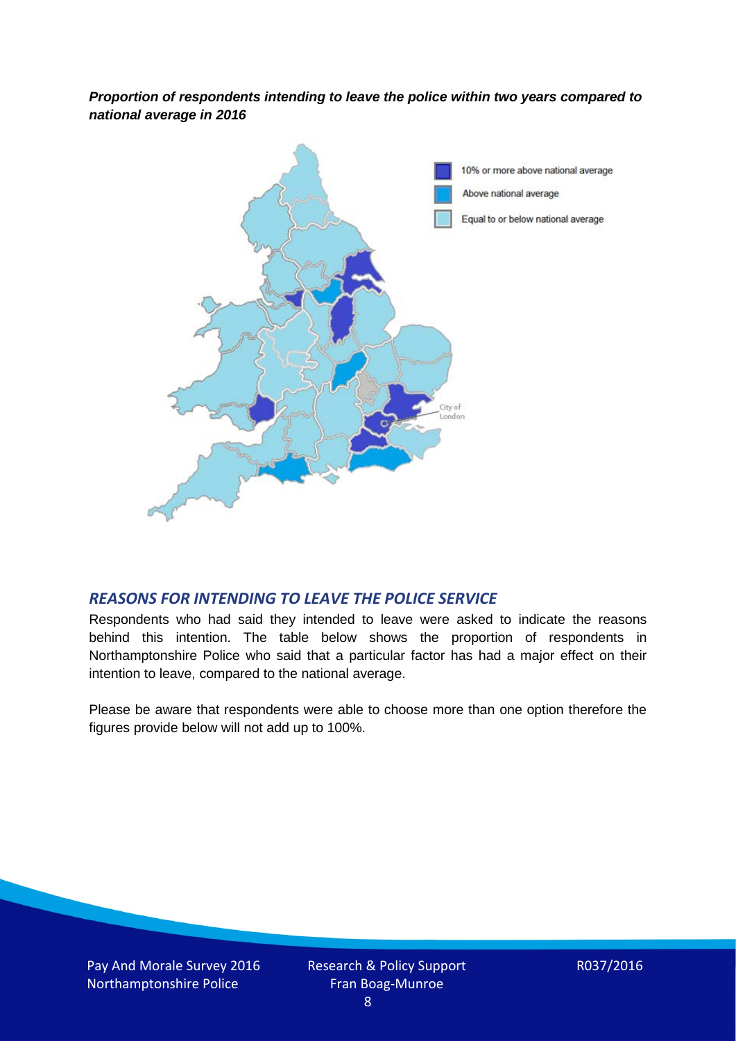***Proportion of respondents intending to leave the police within two years compared to national average in 2016***

10% or more above national average

Above national average

Equal to or below national average

City of London

## *REASONS FOR INTENDING TO LEAVE THE POLICE SERVICE*

Respondents who had said they intended to leave were asked to indicate the reasons behind this intention. The table below shows the proportion of respondents in Northamptonshire Police who said that a particular factor has had a major effect on their intention to leave, compared to the national average.

Please be aware that respondents were able to choose more than one option therefore the figures provide below will not add up to 100%.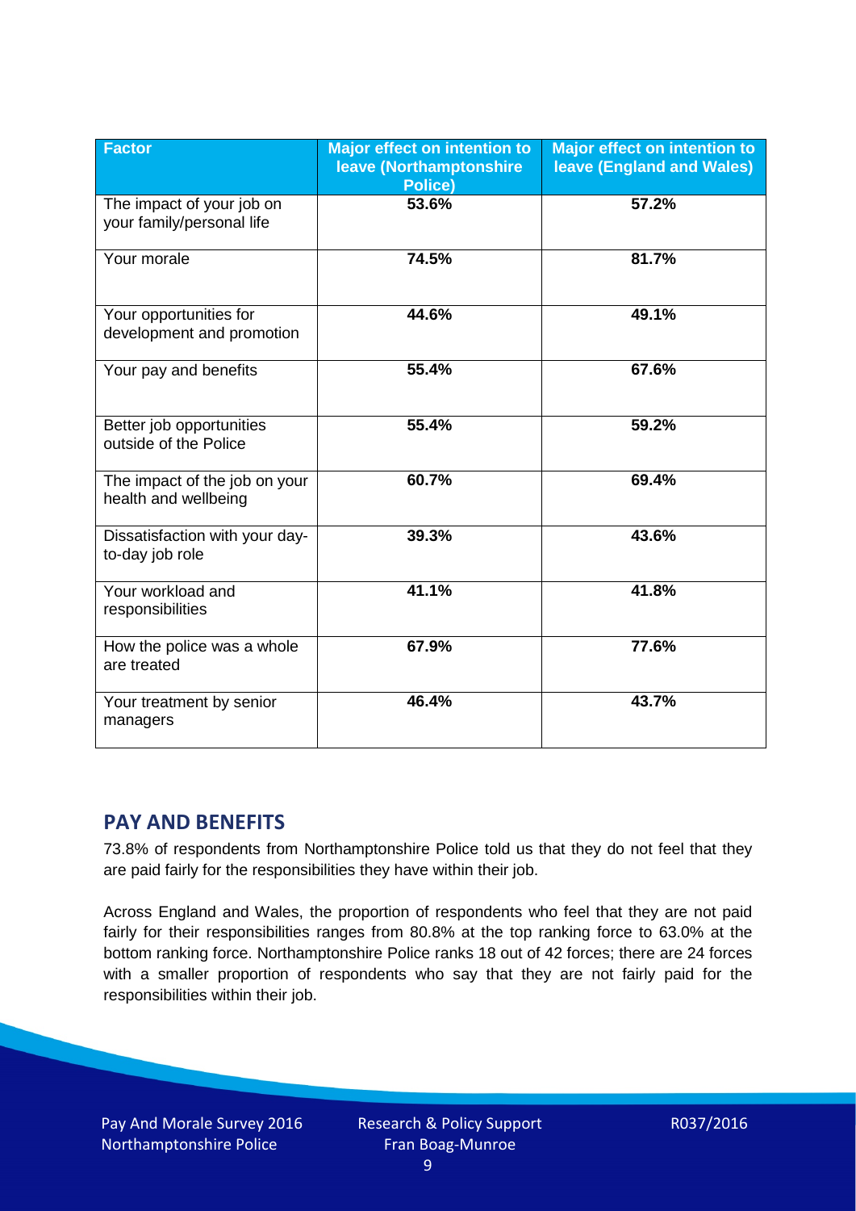| Factor | Major effect on intention to leave (Northamptonshire Police) | Major effect on intention to leave (England and Wales) |
| --- | --- | --- |
| The impact of your job on your family/personal life | 53.6% | 57.2% |
| Your morale | 74.5% | 81.7% |
| Your opportunities for development and promotion | 44.6% | 49.1% |
| Your pay and benefits | 55.4% | 67.6% |
| Better job opportunities outside of the Police | 55.4% | 59.2% |
| The impact of the job on your health and wellbeing | 60.7% | 69.4% |
| Dissatisfaction with your day-to-day job role | 39.3% | 43.6% |
| Your workload and responsibilities | 41.1% | 41.8% |
| How the police was a whole are treated | 67.9% | 77.6% |
| Your treatment by senior managers | 46.4% | 43.7% |

## PAY AND BENEFITS

73.8% of respondents from Northamptonshire Police told us that they do not feel that they are paid fairly for the responsibilities they have within their job.

Across England and Wales, the proportion of respondents who feel that they are not paid fairly for their responsibilities ranges from 80.8% at the top ranking force to 63.0% at the bottom ranking force. Northamptonshire Police ranks 18 out of 42 forces; there are 24 forces with a smaller proportion of respondents who say that they are not fairly paid for the responsibilities within their job.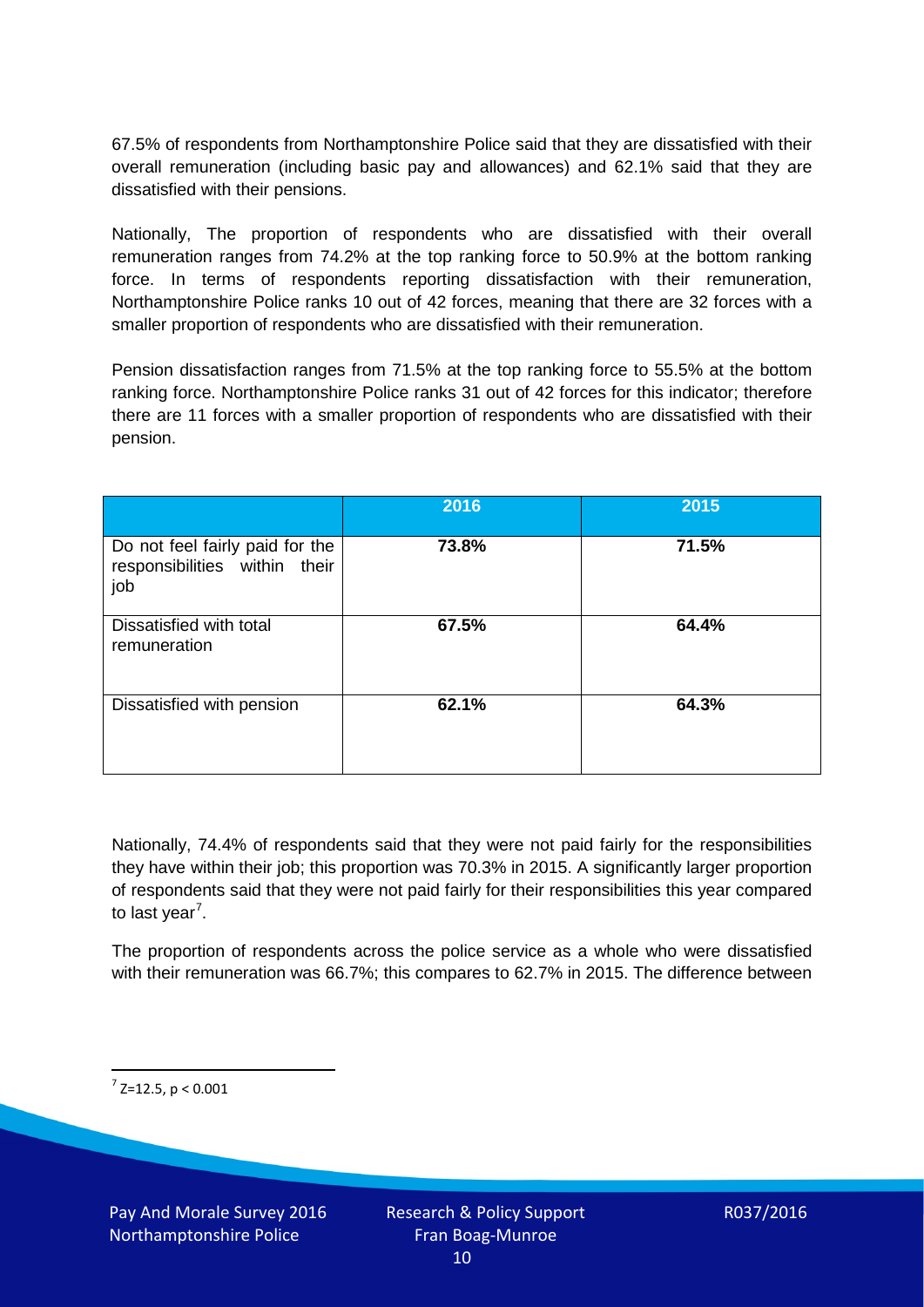67.5% of respondents from Northamptonshire Police said that they are dissatisfied with their overall remuneration (including basic pay and allowances) and 62.1% said that they are dissatisfied with their pensions.

Nationally, The proportion of respondents who are dissatisfied with their overall remuneration ranges from 74.2% at the top ranking force to 50.9% at the bottom ranking force. In terms of respondents reporting dissatisfaction with their remuneration, Northamptonshire Police ranks 10 out of 42 forces, meaning that there are 32 forces with a smaller proportion of respondents who are dissatisfied with their remuneration.

Pension dissatisfaction ranges from 71.5% at the top ranking force to 55.5% at the bottom ranking force. Northamptonshire Police ranks 31 out of 42 forces for this indicator; therefore there are 11 forces with a smaller proportion of respondents who are dissatisfied with their pension.

| | 2016 | 2015 |
|---|---|---|
| Do not feel fairly paid for the responsibilities within their job | **73.8%** | **71.5%** |
| Dissatisfied with total remuneration | **67.5%** | **64.4%** |
| Dissatisfied with pension | **62.1%** | **64.3%** |

Nationally, 74.4% of respondents said that they were not paid fairly for the responsibilities they have within their job; this proportion was 70.3% in 2015. A significantly larger proportion of respondents said that they were not paid fairly for their responsibilities this year compared to last year[7].

The proportion of respondents across the police service as a whole who were dissatisfied with their remuneration was 66.7%; this compares to 62.7% in 2015. The difference between

[7] $Z=12.5$, $p < 0.001$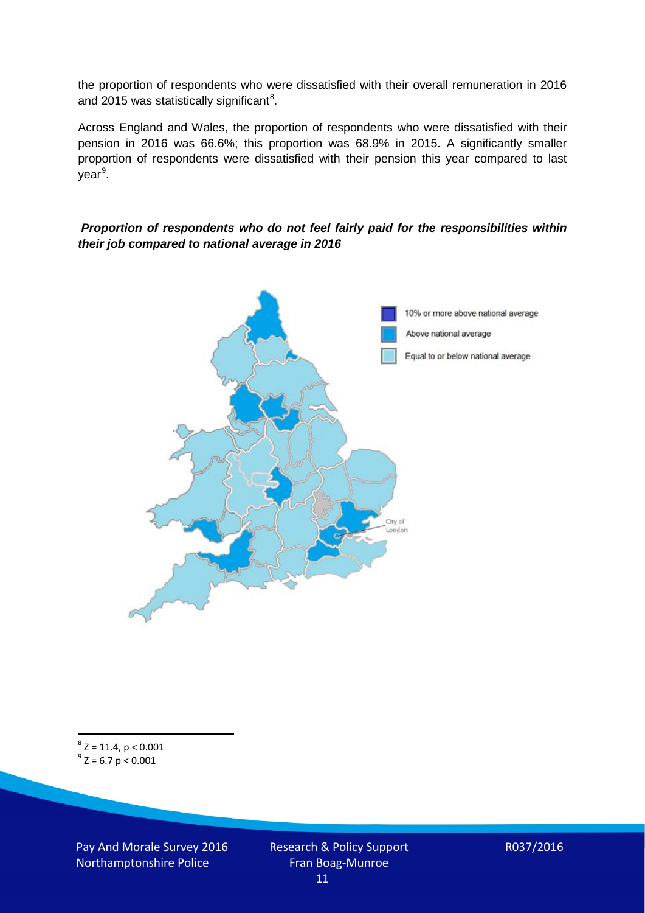the proportion of respondents who were dissatisfied with their overall remuneration in 2016 and 2015 was statistically significant[8].

Across England and Wales, the proportion of respondents who were dissatisfied with their pension in 2016 was 66.6%; this proportion was 68.9% in 2015. A significantly smaller proportion of respondents were dissatisfied with their pension this year compared to last year[9].

***Proportion of respondents who do not feel fairly paid for the responsibilities within their job compared to national average in 2016***

10% or more above national average

Above national average

Equal to or below national average

City of London

[8] $Z = 11.4$, $p < 0.001$

[9] $Z = 6.7$ $p < 0.001$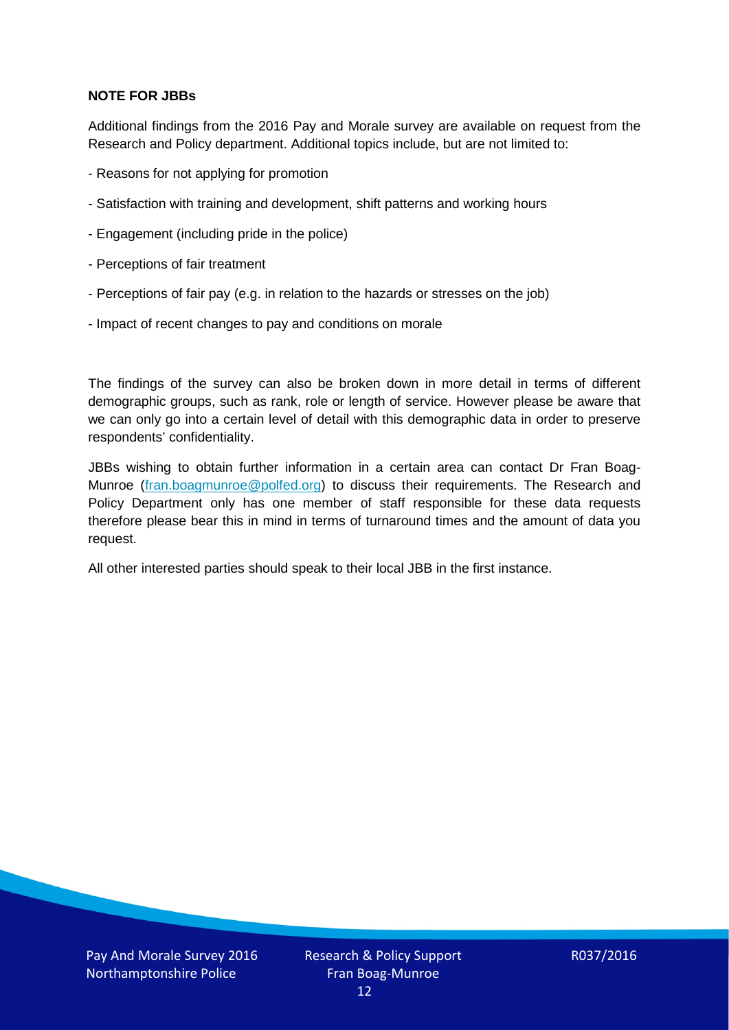**NOTE FOR JBBs**

Additional findings from the 2016 Pay and Morale survey are available on request from the Research and Policy department. Additional topics include, but are not limited to:

- Reasons for not applying for promotion
- Satisfaction with training and development, shift patterns and working hours
- Engagement (including pride in the police)
- Perceptions of fair treatment
- Perceptions of fair pay (e.g. in relation to the hazards or stresses on the job)
- Impact of recent changes to pay and conditions on morale

The findings of the survey can also be broken down in more detail in terms of different demographic groups, such as rank, role or length of service. However please be aware that we can only go into a certain level of detail with this demographic data in order to preserve respondents' confidentiality.

JBBs wishing to obtain further information in a certain area can contact Dr Fran Boag-Munroe (fran.boagmunroe@polfed.org) to discuss their requirements. The Research and Policy Department only has one member of staff responsible for these data requests therefore please bear this in mind in terms of turnaround times and the amount of data you request.

All other interested parties should speak to their local JBB in the first instance.